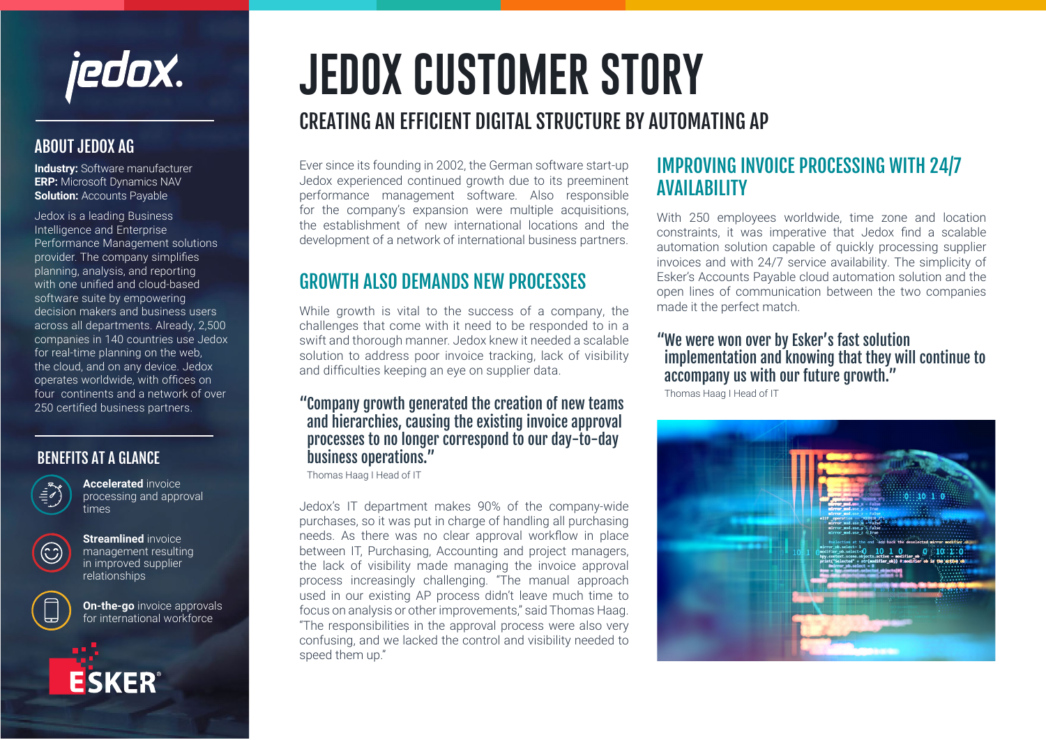# JEDOX CUSTOMER STORY

## CREATING AN EFFICIENT DIGITAL STRUCTURE BY AUTOMATING AP

### ABOUT JEDOX AG

**Industry:** Software manufacturer
**ERP:** Microsoft Dynamics NAV
**Solution:** Accounts Payable

Jedox is a leading Business Intelligence and Enterprise Performance Management solutions provider. The company simplifies planning, analysis, and reporting with one unified and cloud-based software suite by empowering decision makers and business users across all departments. Already, 2,500 companies in 140 countries use Jedox for real-time planning on the web, the cloud, and on any device. Jedox operates worldwide, with offices on four continents and a network of over 250 certified business partners.

### BENEFITS AT A GLANCE

- **Accelerated** invoice processing and approval times
- **Streamlined** invoice management resulting in improved supplier relationships
- **On-the-go** invoice approvals for international workforce

Ever since its founding in 2002, the German software start-up Jedox experienced continued growth due to its preeminent performance management software. Also responsible for the company's expansion were multiple acquisitions, the establishment of new international locations and the development of a network of international business partners.

## GROWTH ALSO DEMANDS NEW PROCESSES

While growth is vital to the success of a company, the challenges that come with it need to be responded to in a swift and thorough manner. Jedox knew it needed a scalable solution to address poor invoice tracking, lack of visibility and difficulties keeping an eye on supplier data.

> "Company growth generated the creation of new teams and hierarchies, causing the existing invoice approval processes to no longer correspond to our day-to-day business operations."
>
> Thomas Haag I Head of IT

Jedox's IT department makes 90% of the company-wide purchases, so it was put in charge of handling all purchasing needs. As there was no clear approval workflow in place between IT, Purchasing, Accounting and project managers, the lack of visibility made managing the invoice approval process increasingly challenging. "The manual approach used in our existing AP process didn't leave much time to focus on analysis or other improvements," said Thomas Haag. "The responsibilities in the approval process were also very confusing, and we lacked the control and visibility needed to speed them up."

## IMPROVING INVOICE PROCESSING WITH 24/7 AVAILABILITY

With 250 employees worldwide, time zone and location constraints, it was imperative that Jedox find a scalable automation solution capable of quickly processing supplier invoices and with 24/7 service availability. The simplicity of Esker's Accounts Payable cloud automation solution and the open lines of communication between the two companies made it the perfect match.

> "We were won over by Esker's fast solution implementation and knowing that they will continue to accompany us with our future growth."
>
> Thomas Haag I Head of IT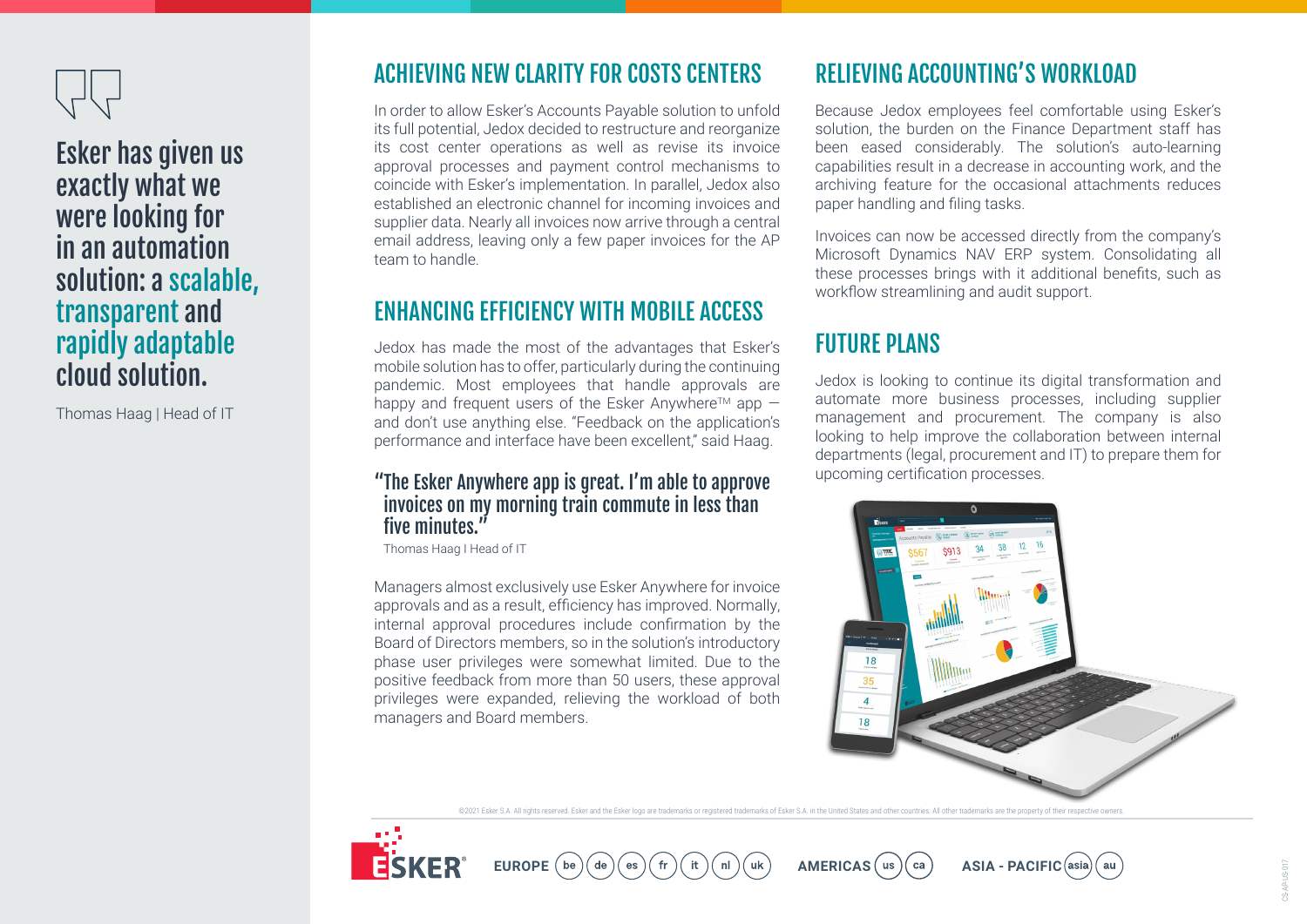Esker has given us exactly what we were looking for in an automation solution: a scalable, transparent and rapidly adaptable cloud solution.

Thomas Haag | Head of IT

## ACHIEVING NEW CLARITY FOR COSTS CENTERS

In order to allow Esker's Accounts Payable solution to unfold its full potential, Jedox decided to restructure and reorganize its cost center operations as well as revise its invoice approval processes and payment control mechanisms to coincide with Esker's implementation. In parallel, Jedox also established an electronic channel for incoming invoices and supplier data. Nearly all invoices now arrive through a central email address, leaving only a few paper invoices for the AP team to handle.

## ENHANCING EFFICIENCY WITH MOBILE ACCESS

Jedox has made the most of the advantages that Esker's mobile solution has to offer, particularly during the continuing pandemic. Most employees that handle approvals are happy and frequent users of the Esker Anywhere™ app — and don't use anything else. "Feedback on the application's performance and interface have been excellent," said Haag.

> "The Esker Anywhere app is great. I'm able to approve invoices on my morning train commute in less than five minutes."
>
> Thomas Haag I Head of IT

Managers almost exclusively use Esker Anywhere for invoice approvals and as a result, efficiency has improved. Normally, internal approval procedures include confirmation by the Board of Directors members, so in the solution's introductory phase user privileges were somewhat limited. Due to the positive feedback from more than 50 users, these approval privileges were expanded, relieving the workload of both managers and Board members.

## RELIEVING ACCOUNTING'S WORKLOAD

Because Jedox employees feel comfortable using Esker's solution, the burden on the Finance Department staff has been eased considerably. The solution's auto-learning capabilities result in a decrease in accounting work, and the archiving feature for the occasional attachments reduces paper handling and filing tasks.

Invoices can now be accessed directly from the company's Microsoft Dynamics NAV ERP system. Consolidating all these processes brings with it additional benefits, such as workflow streamlining and audit support.

## FUTURE PLANS

Jedox is looking to continue its digital transformation and automate more business processes, including supplier management and procurement. The company is also looking to help improve the collaboration between internal departments (legal, procurement and IT) to prepare them for upcoming certification processes.

©2021 Esker S.A. All rights reserved. Esker and the Esker logo are trademarks or registered trademarks of Esker S.A. in the United States and other countries. All other trademarks are the property of their respective owners.

ESKER

EUROPE be de es fr it nl uk AMERICAS us ca ASIA - PACIFIC asia au

CS-AP-US-017